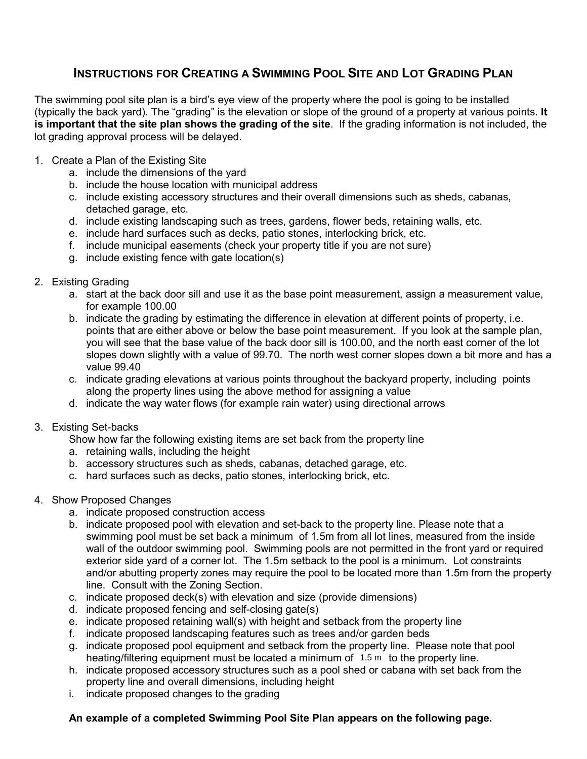# INSTRUCTIONS FOR CREATING A SWIMMING POOL SITE AND LOT GRADING PLAN

The swimming pool site plan is a bird's eye view of the property where the pool is going to be installed (typically the back yard). The "grading" is the elevation or slope of the ground of a property at various points. **It is important that the site plan shows the grading of the site**. If the grading information is not included, the lot grading approval process will be delayed.

1. Create a Plan of the Existing Site
   a. include the dimensions of the yard
   b. include the house location with municipal address
   c. include existing accessory structures and their overall dimensions such as sheds, cabanas, detached garage, etc.
   d. include existing landscaping such as trees, gardens, flower beds, retaining walls, etc.
   e. include hard surfaces such as decks, patio stones, interlocking brick, etc.
   f. include municipal easements (check your property title if you are not sure)
   g. include existing fence with gate location(s)

2. Existing Grading
   a. start at the back door sill and use it as the base point measurement, assign a measurement value, for example 100.00
   b. indicate the grading by estimating the difference in elevation at different points of property, i.e. points that are either above or below the back base point measurement. If you look at the sample plan, you will see that the base value of the back door sill is 100.00, and the north east corner of the lot slopes down slightly with a value of 99.70. The north west corner slopes down a bit more and has a value 99.40
   c. indicate grading elevations at various points throughout the backyard property, including points along the property lines using the above method for assigning a value
   d. indicate the way water flows (for example rain water) using directional arrows

3. Existing Set-backs
   Show how far the following existing items are set back from the property line
   a. retaining walls, including the height
   b. accessory structures such as sheds, cabanas, detached garage, etc.
   c. hard surfaces such as decks, patio stones, interlocking brick, etc.

4. Show Proposed Changes
   a. indicate proposed construction access
   b. indicate proposed pool with elevation and set-back to the property line. Please note that a swimming pool must be set back a minimum of 1.5m from all lot lines, measured from the inside wall of the outdoor swimming pool. Swimming pools are not permitted in the front yard or required exterior side yard of a corner lot. The 1.5m setback to the pool is a minimum. Lot constraints and/or abutting property zones may require the pool to be located more than 1.5m from the property line. Consult with the Zoning Section.
   c. indicate proposed deck(s) with elevation and size (provide dimensions)
   d. indicate proposed fencing and self-closing gate(s)
   e. indicate proposed retaining wall(s) with height and setback from the property line
   f. indicate proposed landscaping features such as trees and/or garden beds
   g. indicate proposed pool equipment and setback from the property line. Please note that pool heating/filtering equipment must be located a minimum of 1.5 m to the property line.
   h. indicate proposed accessory structures such as a pool shed or cabana with set back from the property line and overall dimensions, including height
   i. indicate proposed changes to the grading

**An example of a completed Swimming Pool Site Plan appears on the following page.**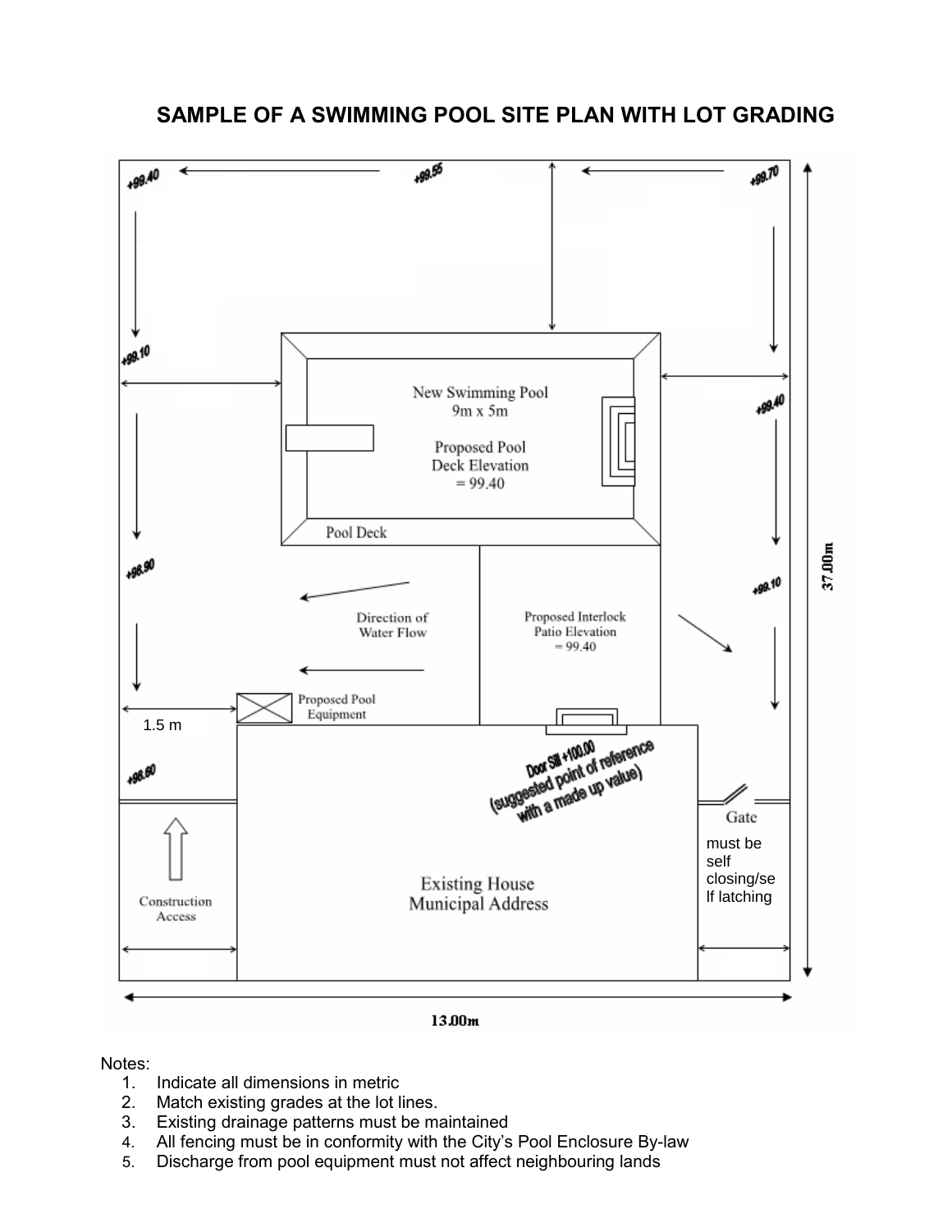# SAMPLE OF A SWIMMING POOL SITE PLAN WITH LOT GRADING

+99.40

+99.55

+99.70

+99.10

New Swimming Pool
9m x 5m

Proposed Pool
Deck Elevation
= 99.40

+99.40

Pool Deck

+98.90

Direction of
Water Flow

Proposed Interlock
Patio Elevation
= 99.40

+99.10

Proposed Pool
Equipment

1.5 m

Door Sill +100.00
(suggested point of reference
with a made up value)

+98.60

Gate

must be
self
closing/se
lf latching

Construction
Access

Existing House
Municipal Address

37.00m

13.00m

Notes:

1. Indicate all dimensions in metric
2. Match existing grades at the lot lines.
3. Existing drainage patterns must be maintained
4. All fencing must be in conformity with the City's Pool Enclosure By-law
5. Discharge from pool equipment must not affect neighbouring lands